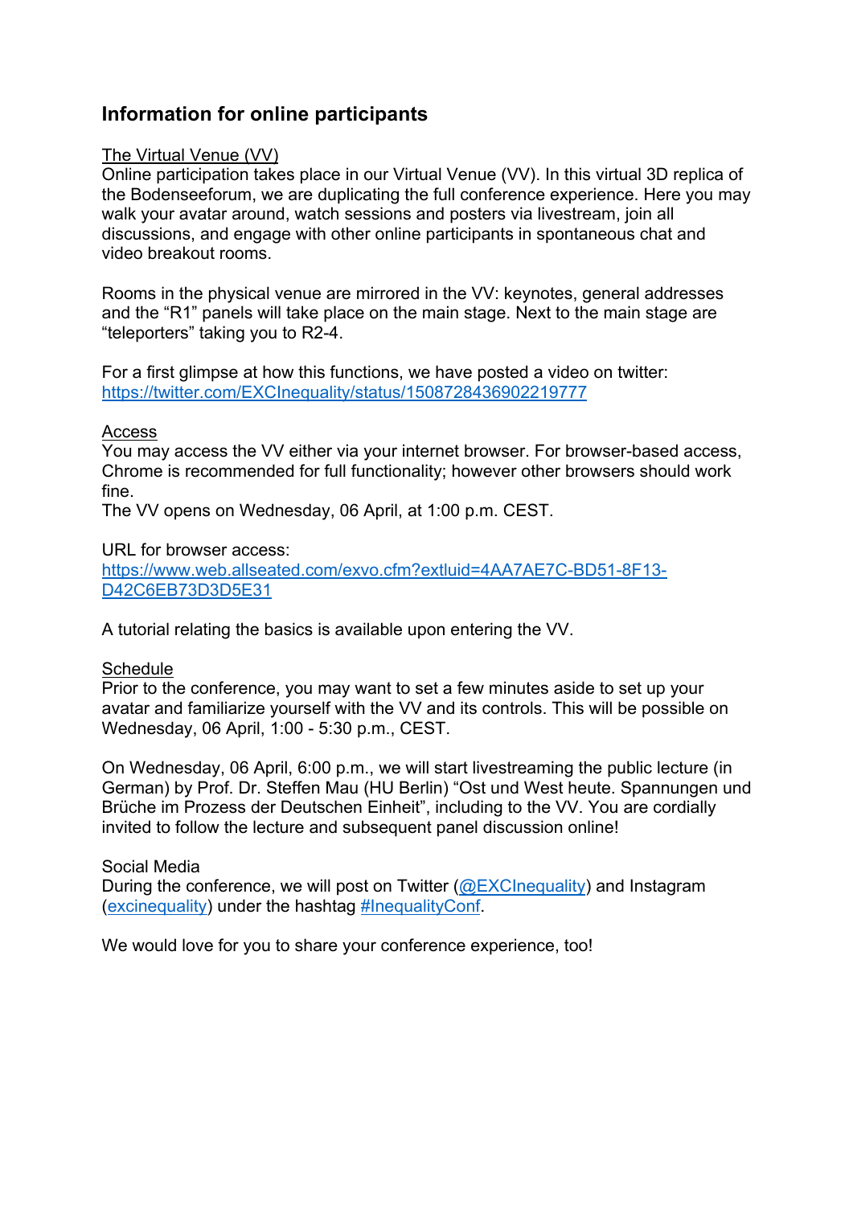## Information for online participants

The Virtual Venue (VV)

Online participation takes place in our Virtual Venue (VV). In this virtual 3D replica of the Bodenseeforum, we are duplicating the full conference experience. Here you may walk your avatar around, watch sessions and posters via livestream, join all discussions, and engage with other online participants in spontaneous chat and video breakout rooms.

Rooms in the physical venue are mirrored in the VV: keynotes, general addresses and the "R1" panels will take place on the main stage. Next to the main stage are "teleporters" taking you to R2-4.

For a first glimpse at how this functions, we have posted a video on twitter: https://twitter.com/EXCInequality/status/1508728436902219777

Access

You may access the VV either via your internet browser. For browser-based access, Chrome is recommended for full functionality; however other browsers should work fine.

The VV opens on Wednesday, 06 April, at 1:00 p.m. CEST.

URL for browser access:
https://www.web.allseated.com/exvo.cfm?extluid=4AA7AE7C-BD51-8F13-D42C6EB73D3D5E31

A tutorial relating the basics is available upon entering the VV.

Schedule

Prior to the conference, you may want to set a few minutes aside to set up your avatar and familiarize yourself with the VV and its controls. This will be possible on Wednesday, 06 April, 1:00 - 5:30 p.m., CEST.

On Wednesday, 06 April, 6:00 p.m., we will start livestreaming the public lecture (in German) by Prof. Dr. Steffen Mau (HU Berlin) "Ost und West heute. Spannungen und Brüche im Prozess der Deutschen Einheit", including to the VV. You are cordially invited to follow the lecture and subsequent panel discussion online!

Social Media

During the conference, we will post on Twitter (@EXCInequality) and Instagram (excinequality) under the hashtag #InequalityConf.

We would love for you to share your conference experience, too!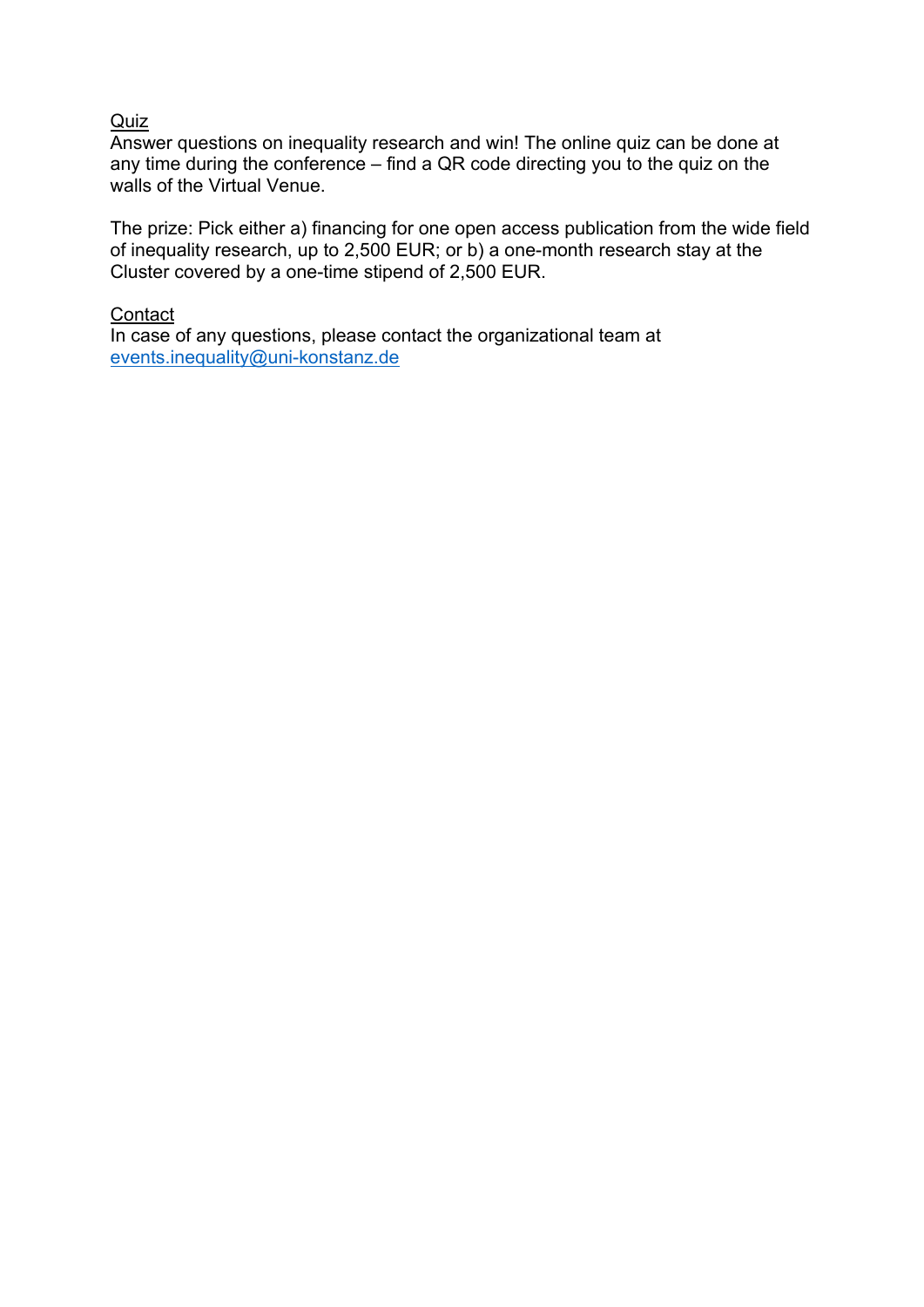Quiz

Answer questions on inequality research and win! The online quiz can be done at any time during the conference – find a QR code directing you to the quiz on the walls of the Virtual Venue.

The prize: Pick either a) financing for one open access publication from the wide field of inequality research, up to 2,500 EUR; or b) a one-month research stay at the Cluster covered by a one-time stipend of 2,500 EUR.

Contact

In case of any questions, please contact the organizational team at events.inequality@uni-konstanz.de